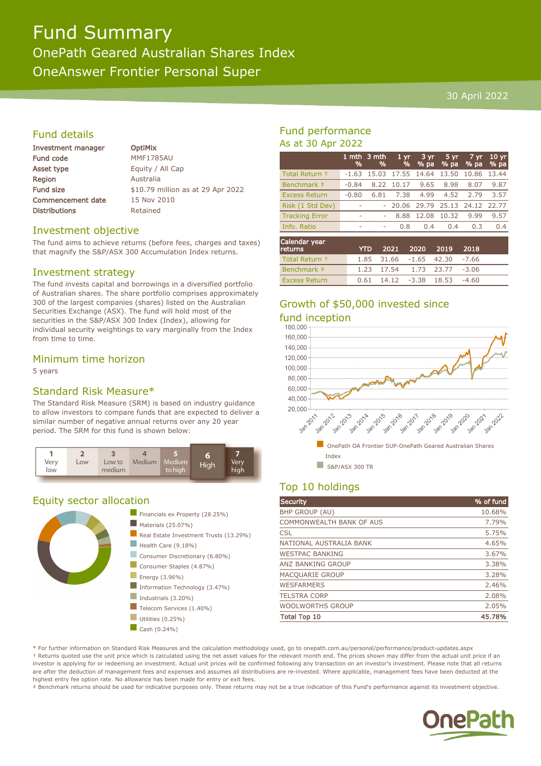# Fund Summary

## OnePath Geared Australian Shares Index

## OneAnswer Frontier Personal Super

30 April 2022

## Fund details

| | |
|---|---|
| Investment manager | OptiMix |
| Fund code | MMF1785AU |
| Asset type | Equity / All Cap |
| Region | Australia |
| Fund size | $10.79 million as at 29 Apr 2022 |
| Commencement date | 15 Nov 2010 |
| Distributions | Retained |

## Investment objective

The fund aims to achieve returns (before fees, charges and taxes) that magnify the S&P/ASX 300 Accumulation Index returns.

## Investment strategy

The fund invests capital and borrowings in a diversified portfolio of Australian shares. The share portfolio comprises approximately 300 of the largest companies (shares) listed on the Australian Securities Exchange (ASX). The fund will hold most of the securities in the S&P/ASX 300 Index (Index), allowing for individual security weightings to vary marginally from the Index from time to time.

## Minimum time horizon

5 years

## Standard Risk Measure*

The Standard Risk Measure (SRM) is based on industry guidance to allow investors to compare funds that are expected to deliver a similar number of negative annual returns over any 20 year period. The SRM for this fund is shown below:

| 1 Very low | 2 Low | 3 Low to medium | 4 Medium | 5 Medium to high | **6 High** | 7 Very high |
|---|---|---|---|---|---|---|

## Equity sector allocation

- Financials ex Property (28.25%)
- Materials (25.07%)
- Real Estate Investment Trusts (13.29%)
- Health Care (9.18%)
- Consumer Discretionary (6.80%)
- Consumer Staples (4.87%)
- Energy (3.96%)
- Information Technology (3.47%)
- Industrials (3.20%)
- Telecom Services (1.40%)
- Utilities (0.25%)
- Cash (0.24%)

## Fund performance

As at 30 Apr 2022

| | 1 mth % | 3 mth % | 1 yr % | 3 yr % pa | 5 yr % pa | 7 yr % pa | 10 yr % pa |
|---|---|---|---|---|---|---|---|
| Total Return † | -1.63 | 15.03 | 17.55 | 14.64 | 13.50 | 10.86 | 13.44 |
| Benchmark ‡ | -0.84 | 8.22 | 10.17 | 9.65 | 8.98 | 8.07 | 9.87 |
| Excess Return | -0.80 | 6.81 | 7.38 | 4.99 | 4.52 | 2.79 | 3.57 |
| Risk (1 Std Dev) | - | - | 20.06 | 29.79 | 25.13 | 24.12 | 22.77 |
| Tracking Error | - | - | 8.88 | 12.08 | 10.32 | 9.99 | 9.57 |
| Info. Ratio | - | - | 0.8 | 0.4 | 0.4 | 0.3 | 0.4 |

| Calendar year returns | YTD | 2021 | 2020 | 2019 | 2018 |
|---|---|---|---|---|---|
| Total Return † | 1.85 | 31.66 | -1.65 | 42.30 | -7.66 |
| Benchmark ‡ | 1.23 | 17.54 | 1.73 | 23.77 | -3.06 |
| Excess Return | 0.61 | 14.12 | -3.38 | 18.53 | -4.60 |

## Growth of $50,000 invested since fund inception

- OnePath OA Frontier SUP-OnePath Geared Australian Shares Index
- S&P/ASX 300 TR

## Top 10 holdings

| Security | % of fund |
|---|---|
| BHP GROUP (AU) | 10.68% |
| COMMONWEALTH BANK OF AUS | 7.79% |
| CSL | 5.75% |
| NATIONAL AUSTRALIA BANK | 4.65% |
| WESTPAC BANKING | 3.67% |
| ANZ BANKING GROUP | 3.38% |
| MACQUARIE GROUP | 3.28% |
| WESFARMERS | 2.46% |
| TELSTRA CORP | 2.08% |
| WOOLWORTHS GROUP | 2.05% |
| **Total Top 10** | **45.78%** |

* For further information on Standard Risk Measures and the calculation methodology used, go to onepath.com.au/personal/performance/product-updates.aspx
† Returns quoted use the unit price which is calculated using the net asset values for the relevant month end. The prices shown may differ from the actual unit price if an investor is applying for or redeeming an investment. Actual unit prices will be confirmed following any transaction on an investor's investment. Please note that all returns are after the deduction of management fees and expenses and assumes all distributions are re-invested. Where applicable, management fees have been deducted at the highest entry fee option rate. No allowance has been made for entry or exit fees.
‡ Benchmark returns should be used for indicative purposes only. These returns may not be a true indication of this Fund's performance against its investment objective.

OnePath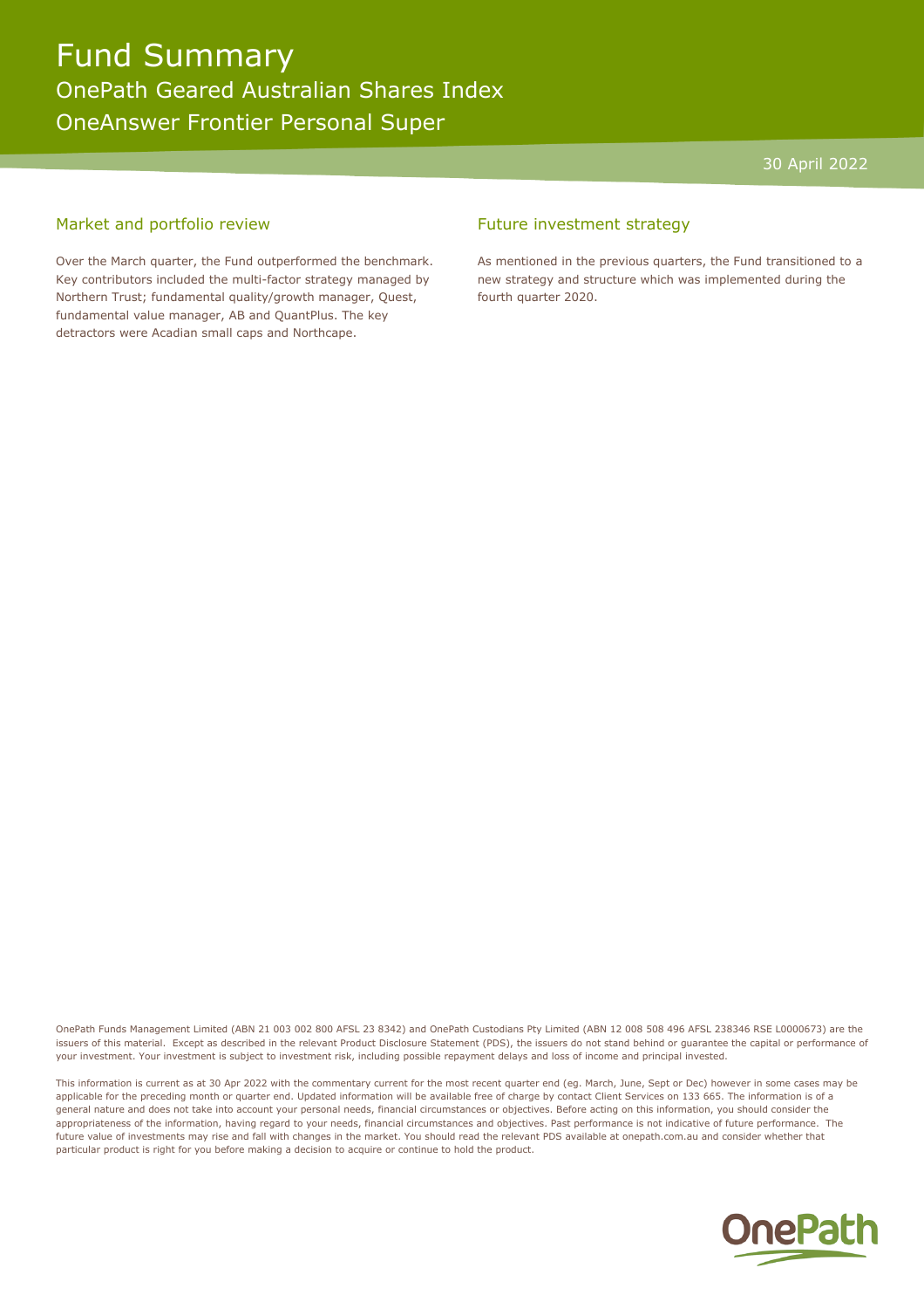# Fund Summary

## OnePath Geared Australian Shares Index

## OneAnswer Frontier Personal Super

30 April 2022

### Market and portfolio review

Over the March quarter, the Fund outperformed the benchmark. Key contributors included the multi-factor strategy managed by Northern Trust; fundamental quality/growth manager, Quest, fundamental value manager, AB and QuantPlus. The key detractors were Acadian small caps and Northcape.

### Future investment strategy

As mentioned in the previous quarters, the Fund transitioned to a new strategy and structure which was implemented during the fourth quarter 2020.

OnePath Funds Management Limited (ABN 21 003 002 800 AFSL 23 8342) and OnePath Custodians Pty Limited (ABN 12 008 508 496 AFSL 238346 RSE L0000673) are the issuers of this material. Except as described in the relevant Product Disclosure Statement (PDS), the issuers do not stand behind or guarantee the capital or performance of your investment. Your investment is subject to investment risk, including possible repayment delays and loss of income and principal invested.

This information is current as at 30 Apr 2022 with the commentary current for the most recent quarter end (eg. March, June, Sept or Dec) however in some cases may be applicable for the preceding month or quarter end. Updated information will be available free of charge by contact Client Services on 133 665. The information is of a general nature and does not take into account your personal needs, financial circumstances or objectives. Before acting on this information, you should consider the appropriateness of the information, having regard to your needs, financial circumstances and objectives. Past performance is not indicative of future performance. The future value of investments may rise and fall with changes in the market. You should read the relevant PDS available at onepath.com.au and consider whether that particular product is right for you before making a decision to acquire or continue to hold the product.

OnePath